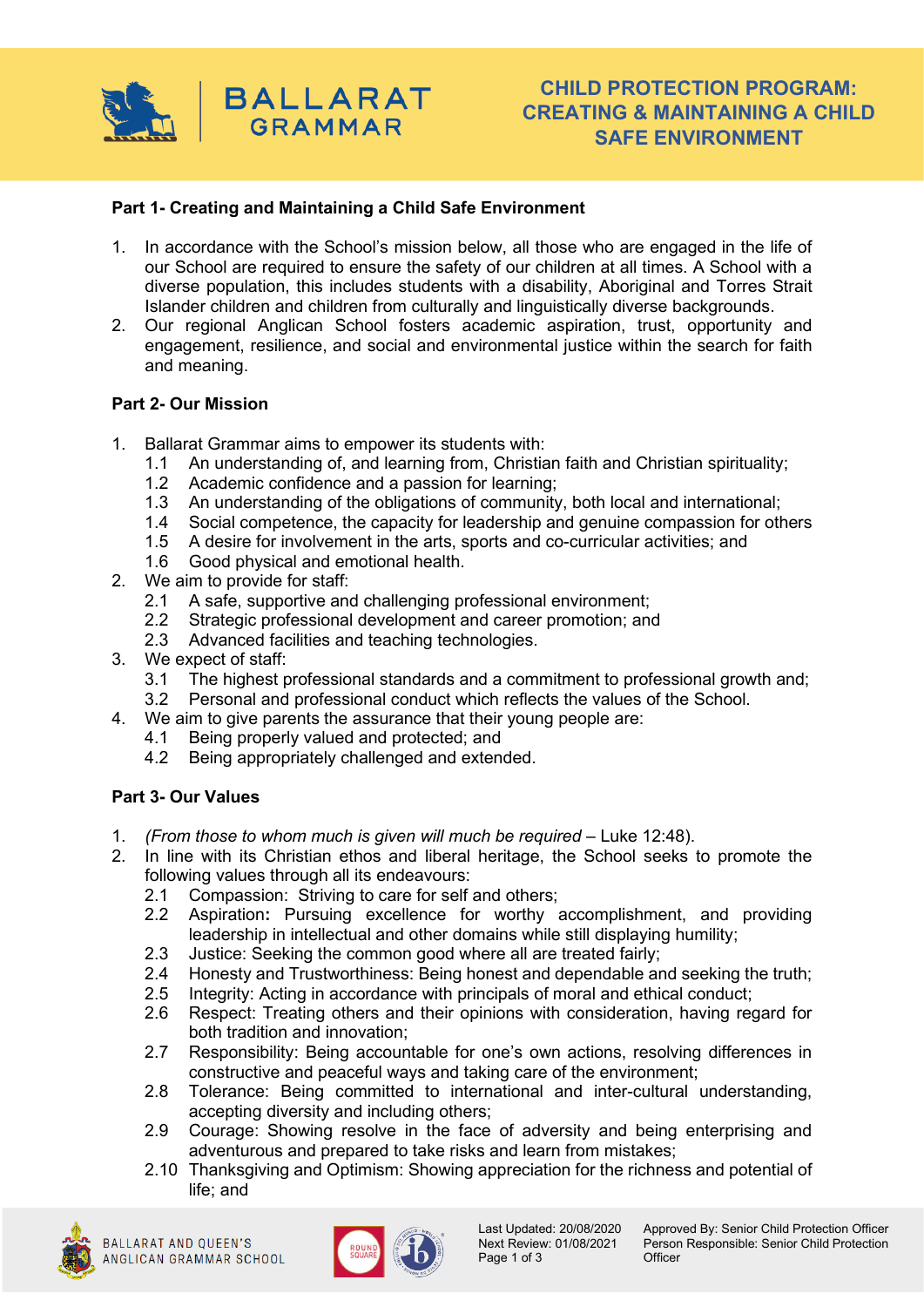# CHILD PROTECTION PROGRAM: CREATING & MAINTAINING A CHILD SAFE ENVIRONMENT

## Part 1- Creating and Maintaining a Child Safe Environment

1. In accordance with the School's mission below, all those who are engaged in the life of our School are required to ensure the safety of our children at all times. A School with a diverse population, this includes students with a disability, Aboriginal and Torres Strait Islander children and children from culturally and linguistically diverse backgrounds.
2. Our regional Anglican School fosters academic aspiration, trust, opportunity and engagement, resilience, and social and environmental justice within the search for faith and meaning.

## Part 2- Our Mission

1. Ballarat Grammar aims to empower its students with:
   - 1.1 An understanding of, and learning from, Christian faith and Christian spirituality;
   - 1.2 Academic confidence and a passion for learning;
   - 1.3 An understanding of the obligations of community, both local and international;
   - 1.4 Social competence, the capacity for leadership and genuine compassion for others
   - 1.5 A desire for involvement in the arts, sports and co-curricular activities; and
   - 1.6 Good physical and emotional health.
2. We aim to provide for staff:
   - 2.1 A safe, supportive and challenging professional environment;
   - 2.2 Strategic professional development and career promotion; and
   - 2.3 Advanced facilities and teaching technologies.
3. We expect of staff:
   - 3.1 The highest professional standards and a commitment to professional growth and;
   - 3.2 Personal and professional conduct which reflects the values of the School.
4. We aim to give parents the assurance that their young people are:
   - 4.1 Being properly valued and protected; and
   - 4.2 Being appropriately challenged and extended.

## Part 3- Our Values

1. *(From those to whom much is given will much be required* – Luke 12:48).
2. In line with its Christian ethos and liberal heritage, the School seeks to promote the following values through all its endeavours:
   - 2.1 Compassion: Striving to care for self and others;
   - 2.2 Aspiration**:** Pursuing excellence for worthy accomplishment, and providing leadership in intellectual and other domains while still displaying humility;
   - 2.3 Justice: Seeking the common good where all are treated fairly;
   - 2.4 Honesty and Trustworthiness: Being honest and dependable and seeking the truth;
   - 2.5 Integrity: Acting in accordance with principals of moral and ethical conduct;
   - 2.6 Respect: Treating others and their opinions with consideration, having regard for both tradition and innovation;
   - 2.7 Responsibility: Being accountable for one's own actions, resolving differences in constructive and peaceful ways and taking care of the environment;
   - 2.8 Tolerance: Being committed to international and inter-cultural understanding, accepting diversity and including others;
   - 2.9 Courage: Showing resolve in the face of adversity and being enterprising and adventurous and prepared to take risks and learn from mistakes;
   - 2.10 Thanksgiving and Optimism: Showing appreciation for the richness and potential of life; and

Last Updated: 20/08/2020
Next Review: 01/08/2021

Approved By: Senior Child Protection Officer
Person Responsible: Senior Child Protection Officer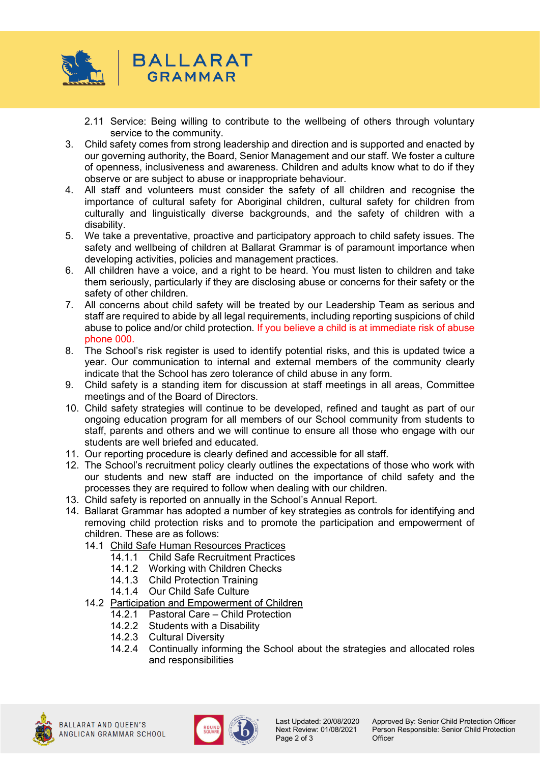2.11 Service: Being willing to contribute to the wellbeing of others through voluntary service to the community.

3. Child safety comes from strong leadership and direction and is supported and enacted by our governing authority, the Board, Senior Management and our staff. We foster a culture of openness, inclusiveness and awareness. Children and adults know what to do if they observe or are subject to abuse or inappropriate behaviour.
4. All staff and volunteers must consider the safety of all children and recognise the importance of cultural safety for Aboriginal children, cultural safety for children from culturally and linguistically diverse backgrounds, and the safety of children with a disability.
5. We take a preventative, proactive and participatory approach to child safety issues. The safety and wellbeing of children at Ballarat Grammar is of paramount importance when developing activities, policies and management practices.
6. All children have a voice, and a right to be heard. You must listen to children and take them seriously, particularly if they are disclosing abuse or concerns for their safety or the safety of other children.
7. All concerns about child safety will be treated by our Leadership Team as serious and staff are required to abide by all legal requirements, including reporting suspicions of child abuse to police and/or child protection. If you believe a child is at immediate risk of abuse phone 000.
8. The School's risk register is used to identify potential risks, and this is updated twice a year. Our communication to internal and external members of the community clearly indicate that the School has zero tolerance of child abuse in any form.
9. Child safety is a standing item for discussion at staff meetings in all areas, Committee meetings and of the Board of Directors.
10. Child safety strategies will continue to be developed, refined and taught as part of our ongoing education program for all members of our School community from students to staff, parents and others and we will continue to ensure all those who engage with our students are well briefed and educated.
11. Our reporting procedure is clearly defined and accessible for all staff.
12. The School's recruitment policy clearly outlines the expectations of those who work with our students and new staff are inducted on the importance of child safety and the processes they are required to follow when dealing with our children.
13. Child safety is reported on annually in the School's Annual Report.
14. Ballarat Grammar has adopted a number of key strategies as controls for identifying and removing child protection risks and to promote the participation and empowerment of children. These are as follows:

   14.1 Child Safe Human Resources Practices

      14.1.1 Child Safe Recruitment Practices
      14.1.2 Working with Children Checks
      14.1.3 Child Protection Training
      14.1.4 Our Child Safe Culture

   14.2 Participation and Empowerment of Children

      14.2.1 Pastoral Care – Child Protection
      14.2.2 Students with a Disability
      14.2.3 Cultural Diversity
      14.2.4 Continually informing the School about the strategies and allocated roles and responsibilities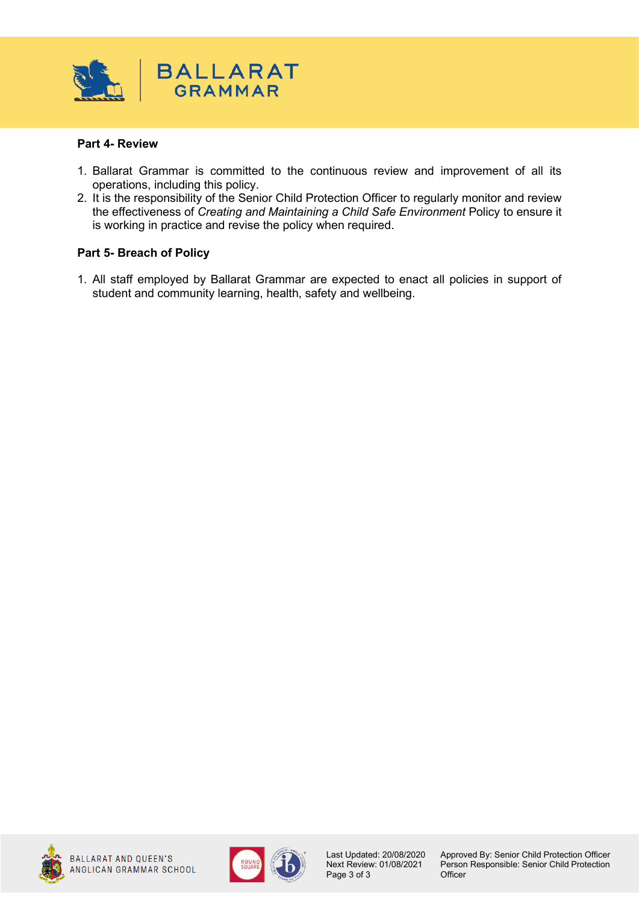**Part 4- Review**

1. Ballarat Grammar is committed to the continuous review and improvement of all its operations, including this policy.
2. It is the responsibility of the Senior Child Protection Officer to regularly monitor and review the effectiveness of *Creating and Maintaining a Child Safe Environment* Policy to ensure it is working in practice and revise the policy when required.

**Part 5- Breach of Policy**

1. All staff employed by Ballarat Grammar are expected to enact all policies in support of student and community learning, health, safety and wellbeing.